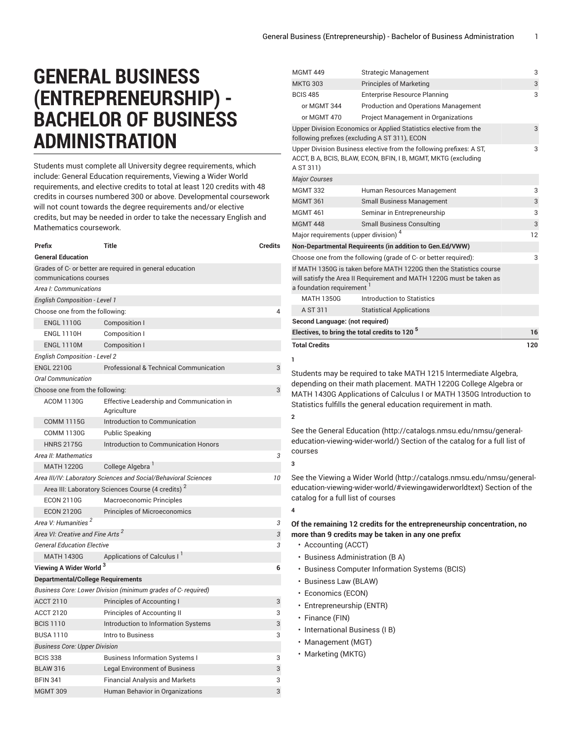# GENERAL BUSINESS (ENTREPRENEURSHIP) - BACHELOR OF BUSINESS ADMINISTRATION

Students must complete all University degree requirements, which include: General Education requirements, Viewing a Wider World requirements, and elective credits to total at least 120 credits with 48 credits in courses numbered 300 or above. Developmental coursework will not count towards the degree requirements and/or elective credits, but may be needed in order to take the necessary English and Mathematics coursework.

| Prefix | Title | Credits |
|---|---|---|
| **General Education** | | |
| Grades of C- or better are required in general education communications courses | | |
| *Area I: Communications* | | |
| *English Composition - Level 1* | | |
| Choose one from the following: | | 4 |
| ENGL 1110G | Composition I | |
| ENGL 1110H | Composition I | |
| ENGL 1110M | Composition I | |
| *English Composition - Level 2* | | |
| ENGL 2210G | Professional & Technical Communication | 3 |
| *Oral Communication* | | |
| Choose one from the following: | | 3 |
| ACOM 1130G | Effective Leadership and Communication in Agriculture | |
| COMM 1115G | Introduction to Communication | |
| COMM 1130G | Public Speaking | |
| HNRS 2175G | Introduction to Communication Honors | |
| *Area II: Mathematics* | | *3* |
| MATH 1220G | College Algebra [1] | |
| *Area III/IV: Laboratory Sciences and Social/Behavioral Sciences* | | *10* |
| Area III: Laboratory Sciences Course (4 credits) [2] | | |
| ECON 2110G | Macroeconomic Principles | |
| ECON 2120G | Principles of Microeconomics | |
| *Area V: Humanities* [2] | | *3* |
| *Area VI: Creative and Fine Arts* [2] | | *3* |
| *General Education Elective* | | *3* |
| MATH 1430G | Applications of Calculus I [1] | |
| **Viewing A Wider World** [3] | | **6** |
| **Departmental/College Requirements** | | |
| *Business Core: Lower Division (minimum grades of C- required)* | | |
| ACCT 2110 | Principles of Accounting I | 3 |
| ACCT 2120 | Principles of Accounting II | 3 |
| BCIS 1110 | Introduction to Information Systems | 3 |
| BUSA 1110 | Intro to Business | 3 |
| *Business Core: Upper Division* | | |
| BCIS 338 | Business Information Systems I | 3 |
| BLAW 316 | Legal Environment of Business | 3 |
| BFIN 341 | Financial Analysis and Markets | 3 |
| MGMT 309 | Human Behavior in Organizations | 3 |
| MGMT 449 | Strategic Management | 3 |
| MKTG 303 | Principles of Marketing | 3 |
| BCIS 485 | Enterprise Resource Planning | 3 |
| or MGMT 344 | Production and Operations Management | |
| or MGMT 470 | Project Management in Organizations | |
| Upper Division Economics or Applied Statistics elective from the following prefixes (excluding A ST 311), ECON | | 3 |
| Upper Division Business elective from the following prefixes: A ST, ACCT, B A, BCIS, BLAW, ECON, BFIN, I B, MGMT, MKTG (excluding A ST 311) | | 3 |
| *Major Courses* | | |
| MGMT 332 | Human Resources Management | 3 |
| MGMT 361 | Small Business Management | 3 |
| MGMT 461 | Seminar in Entrepreneurship | 3 |
| MGMT 448 | Small Business Consulting | 3 |
| Major requirements (upper division) [4] | | 12 |
| **Non-Departmental Requireents (in addition to Gen.Ed/VWW)** | | |
| Choose one from the following (grade of C- or better required): | | 3 |
| If MATH 1350G is taken before MATH 1220G then the Statistics course will satisfy the Area II Requirement and MATH 1220G must be taken as a foundation requirement [1] | | |
| MATH 1350G | Introduction to Statistics | |
| A ST 311 | Statistical Applications | |
| **Second Language: (not required)** | | |
| **Electives, to bring the total credits to 120** [5] | | **16** |
| **Total Credits** | | **120** |

**1**

Students may be required to take MATH 1215 Intermediate Algebra, depending on their math placement. MATH 1220G College Algebra or MATH 1430G Applications of Calculus I or MATH 1350G Introduction to Statistics fulfills the general education requirement in math.

**2**

See the General Education (http://catalogs.nmsu.edu/nmsu/general-education-viewing-wider-world/) Section of the catalog for a full list of courses

**3**

See the Viewing a Wider World (http://catalogs.nmsu.edu/nmsu/general-education-viewing-wider-world/#viewingawiderworldtext) Section of the catalog for a full list of courses

**4**

**Of the remaining 12 credits for the entrepreneurship concentration, no more than 9 credits may be taken in any one prefix**

- Accounting (ACCT)
- Business Administration (B A)
- Business Computer Information Systems (BCIS)
- Business Law (BLAW)
- Economics (ECON)
- Entrepreneurship (ENTR)
- Finance (FIN)
- International Business (I B)
- Management (MGT)
- Marketing (MKTG)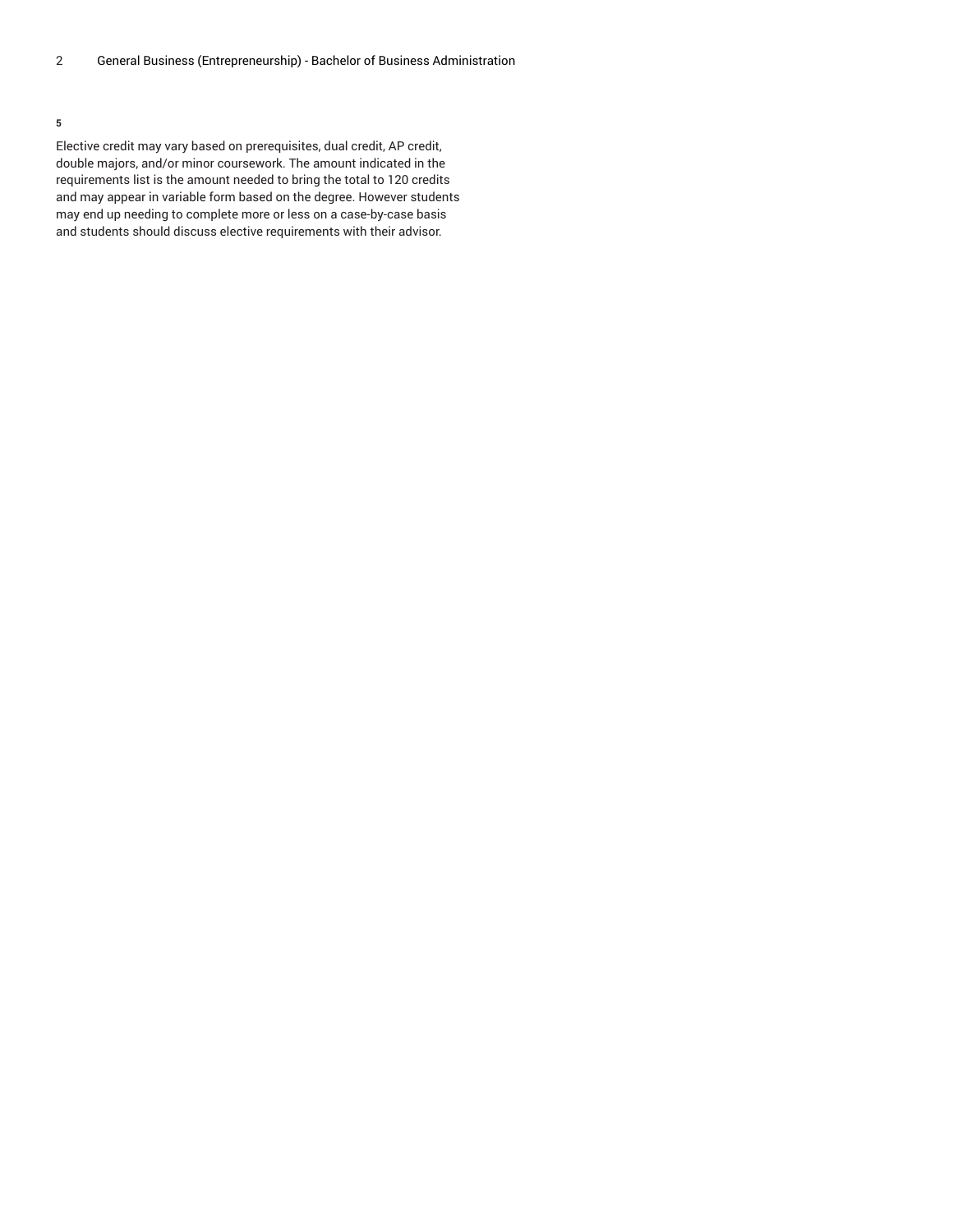**5**

Elective credit may vary based on prerequisites, dual credit, AP credit, double majors, and/or minor coursework. The amount indicated in the requirements list is the amount needed to bring the total to 120 credits and may appear in variable form based on the degree. However students may end up needing to complete more or less on a case-by-case basis and students should discuss elective requirements with their advisor.